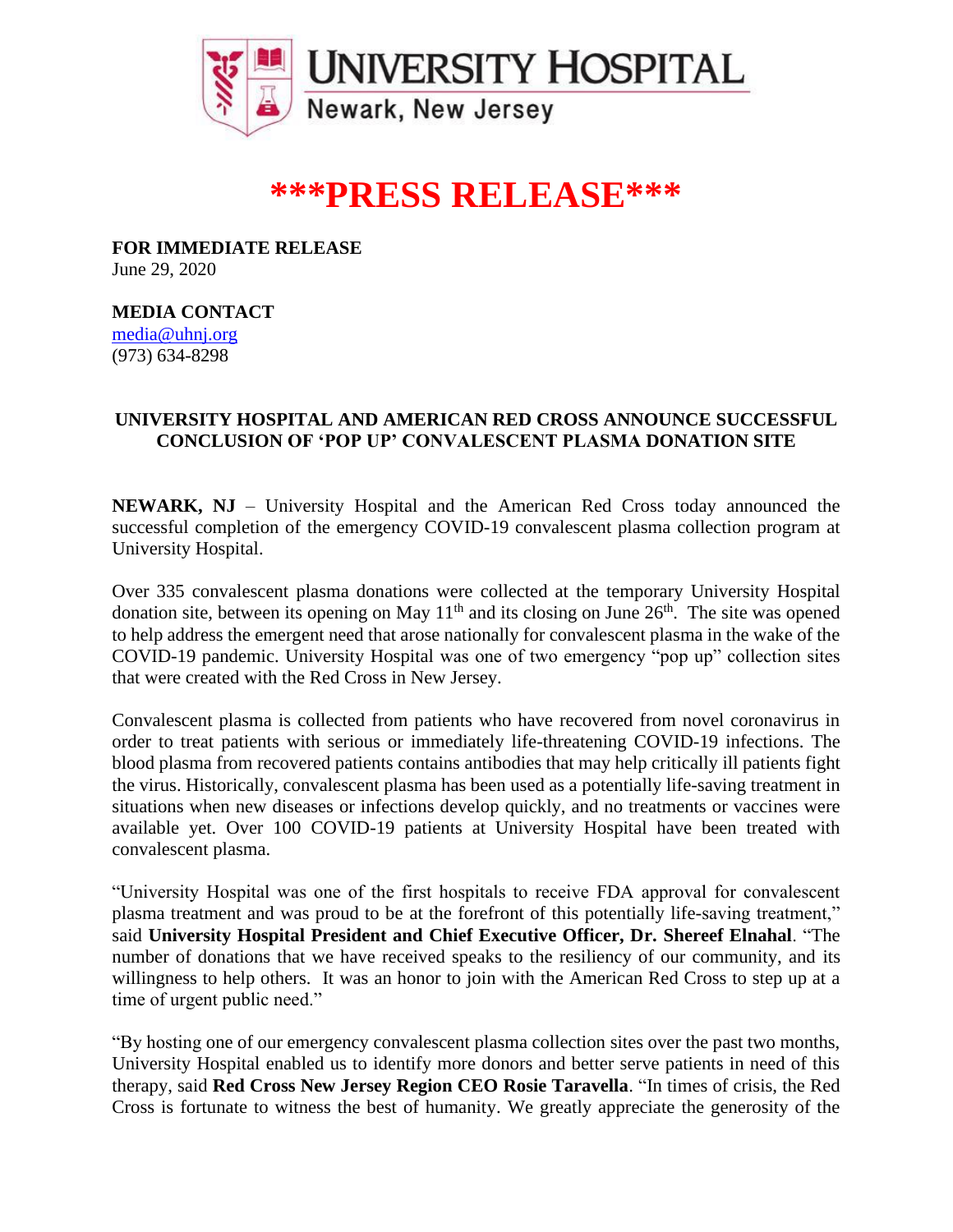UNIVERSITY HOSPITAL
Newark, New Jersey

# \*\*\*PRESS RELEASE\*\*\*

**FOR IMMEDIATE RELEASE**
June 29, 2020

**MEDIA CONTACT**
media@uhnj.org
(973) 634-8298

**UNIVERSITY HOSPITAL AND AMERICAN RED CROSS ANNOUNCE SUCCESSFUL CONCLUSION OF 'POP UP' CONVALESCENT PLASMA DONATION SITE**

**NEWARK, NJ** – University Hospital and the American Red Cross today announced the successful completion of the emergency COVID-19 convalescent plasma collection program at University Hospital.

Over 335 convalescent plasma donations were collected at the temporary University Hospital donation site, between its opening on May 11th and its closing on June 26th. The site was opened to help address the emergent need that arose nationally for convalescent plasma in the wake of the COVID-19 pandemic. University Hospital was one of two emergency "pop up" collection sites that were created with the Red Cross in New Jersey.

Convalescent plasma is collected from patients who have recovered from novel coronavirus in order to treat patients with serious or immediately life-threatening COVID-19 infections. The blood plasma from recovered patients contains antibodies that may help critically ill patients fight the virus. Historically, convalescent plasma has been used as a potentially life-saving treatment in situations when new diseases or infections develop quickly, and no treatments or vaccines were available yet. Over 100 COVID-19 patients at University Hospital have been treated with convalescent plasma.

"University Hospital was one of the first hospitals to receive FDA approval for convalescent plasma treatment and was proud to be at the forefront of this potentially life-saving treatment," said **University Hospital President and Chief Executive Officer, Dr. Shereef Elnahal**. "The number of donations that we have received speaks to the resiliency of our community, and its willingness to help others. It was an honor to join with the American Red Cross to step up at a time of urgent public need."

"By hosting one of our emergency convalescent plasma collection sites over the past two months, University Hospital enabled us to identify more donors and better serve patients in need of this therapy, said **Red Cross New Jersey Region CEO Rosie Taravella**. "In times of crisis, the Red Cross is fortunate to witness the best of humanity. We greatly appreciate the generosity of the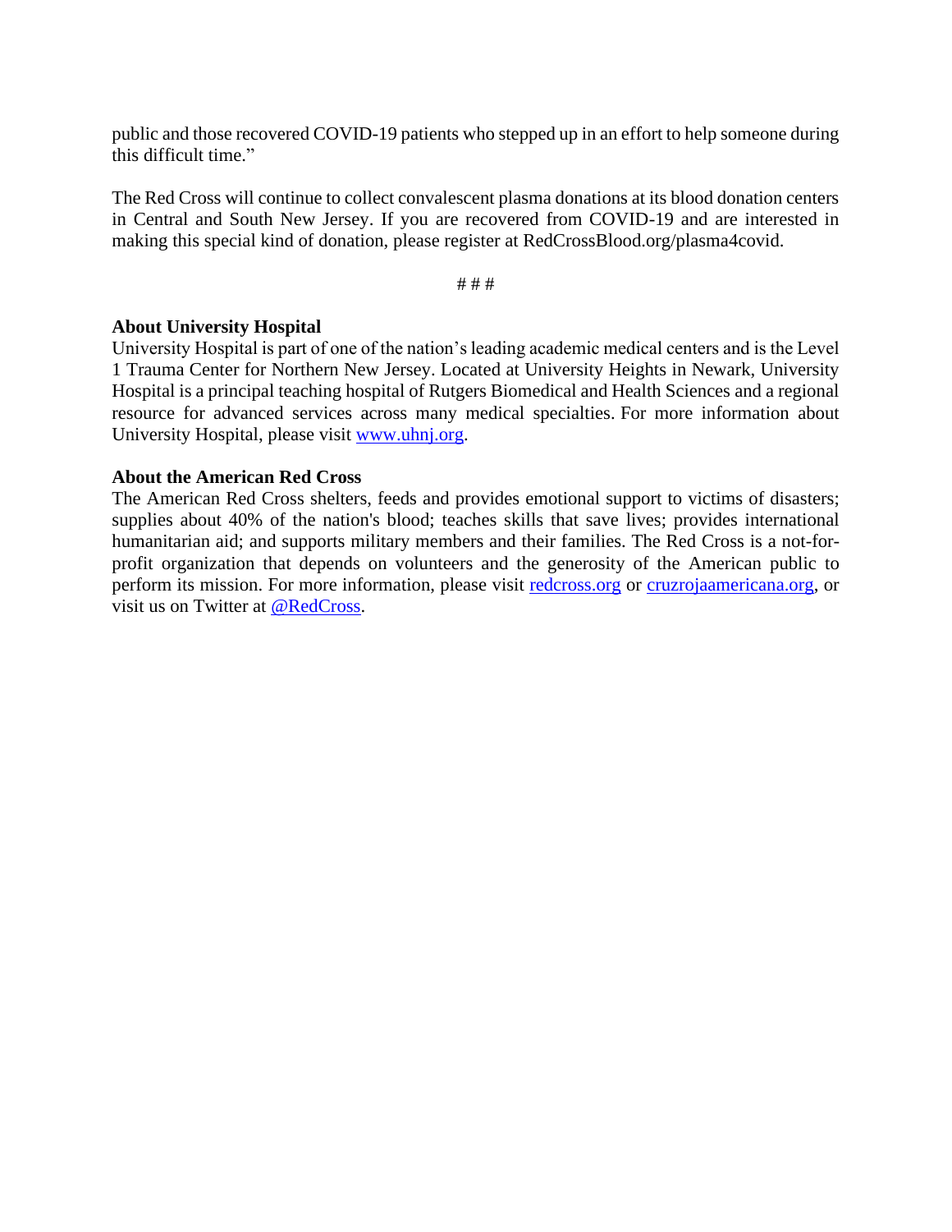public and those recovered COVID-19 patients who stepped up in an effort to help someone during this difficult time."

The Red Cross will continue to collect convalescent plasma donations at its blood donation centers in Central and South New Jersey. If you are recovered from COVID-19 and are interested in making this special kind of donation, please register at RedCrossBlood.org/plasma4covid.

# # #

**About University Hospital**
University Hospital is part of one of the nation's leading academic medical centers and is the Level 1 Trauma Center for Northern New Jersey. Located at University Heights in Newark, University Hospital is a principal teaching hospital of Rutgers Biomedical and Health Sciences and a regional resource for advanced services across many medical specialties. For more information about University Hospital, please visit [www.uhnj.org](http://www.uhnj.org).

**About the American Red Cross**
The American Red Cross shelters, feeds and provides emotional support to victims of disasters; supplies about 40% of the nation's blood; teaches skills that save lives; provides international humanitarian aid; and supports military members and their families. The Red Cross is a not-for-profit organization that depends on volunteers and the generosity of the American public to perform its mission. For more information, please visit [redcross.org](http://redcross.org) or [cruzrojaamericana.org](http://cruzrojaamericana.org), or visit us on Twitter at [@RedCross](https://twitter.com/RedCross).